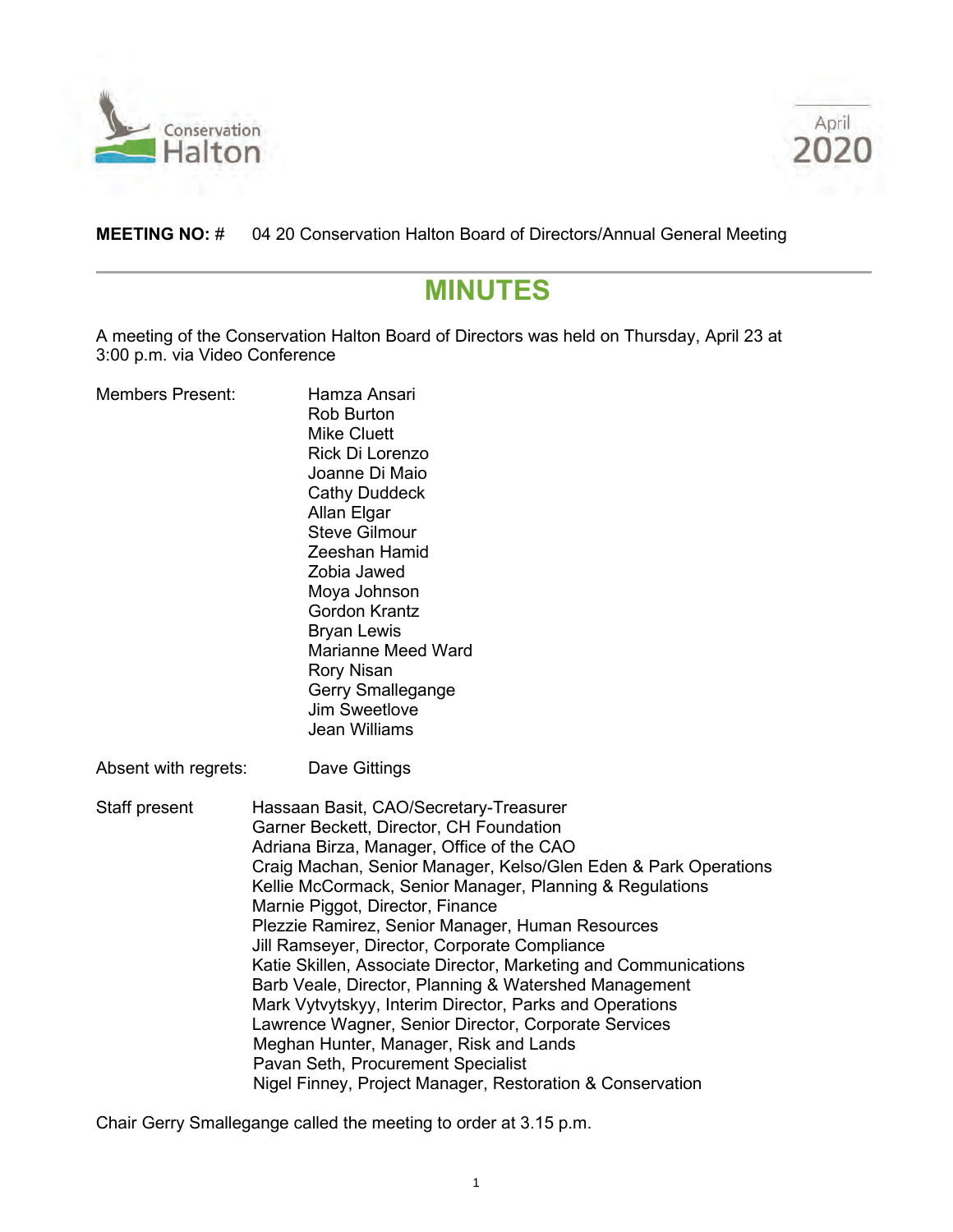Conservation Halton

April 2020

**MEETING NO:** # 04 20 Conservation Halton Board of Directors/Annual General Meeting

# MINUTES

A meeting of the Conservation Halton Board of Directors was held on Thursday, April 23 at 3:00 p.m. via Video Conference

Members Present:
Hamza Ansari
Rob Burton
Mike Cluett
Rick Di Lorenzo
Joanne Di Maio
Cathy Duddeck
Allan Elgar
Steve Gilmour
Zeeshan Hamid
Zobia Jawed
Moya Johnson
Gordon Krantz
Bryan Lewis
Marianne Meed Ward
Rory Nisan
Gerry Smallegange
Jim Sweetlove
Jean Williams

Absent with regrets: Dave Gittings

Staff present
Hassaan Basit, CAO/Secretary-Treasurer
Garner Beckett, Director, CH Foundation
Adriana Birza, Manager, Office of the CAO
Craig Machan, Senior Manager, Kelso/Glen Eden & Park Operations
Kellie McCormack, Senior Manager, Planning & Regulations
Marnie Piggot, Director, Finance
Plezzie Ramirez, Senior Manager, Human Resources
Jill Ramseyer, Director, Corporate Compliance
Katie Skillen, Associate Director, Marketing and Communications
Barb Veale, Director, Planning & Watershed Management
Mark Vytvytskyy, Interim Director, Parks and Operations
Lawrence Wagner, Senior Director, Corporate Services
Meghan Hunter, Manager, Risk and Lands
Pavan Seth, Procurement Specialist
Nigel Finney, Project Manager, Restoration & Conservation

Chair Gerry Smallegange called the meeting to order at 3.15 p.m.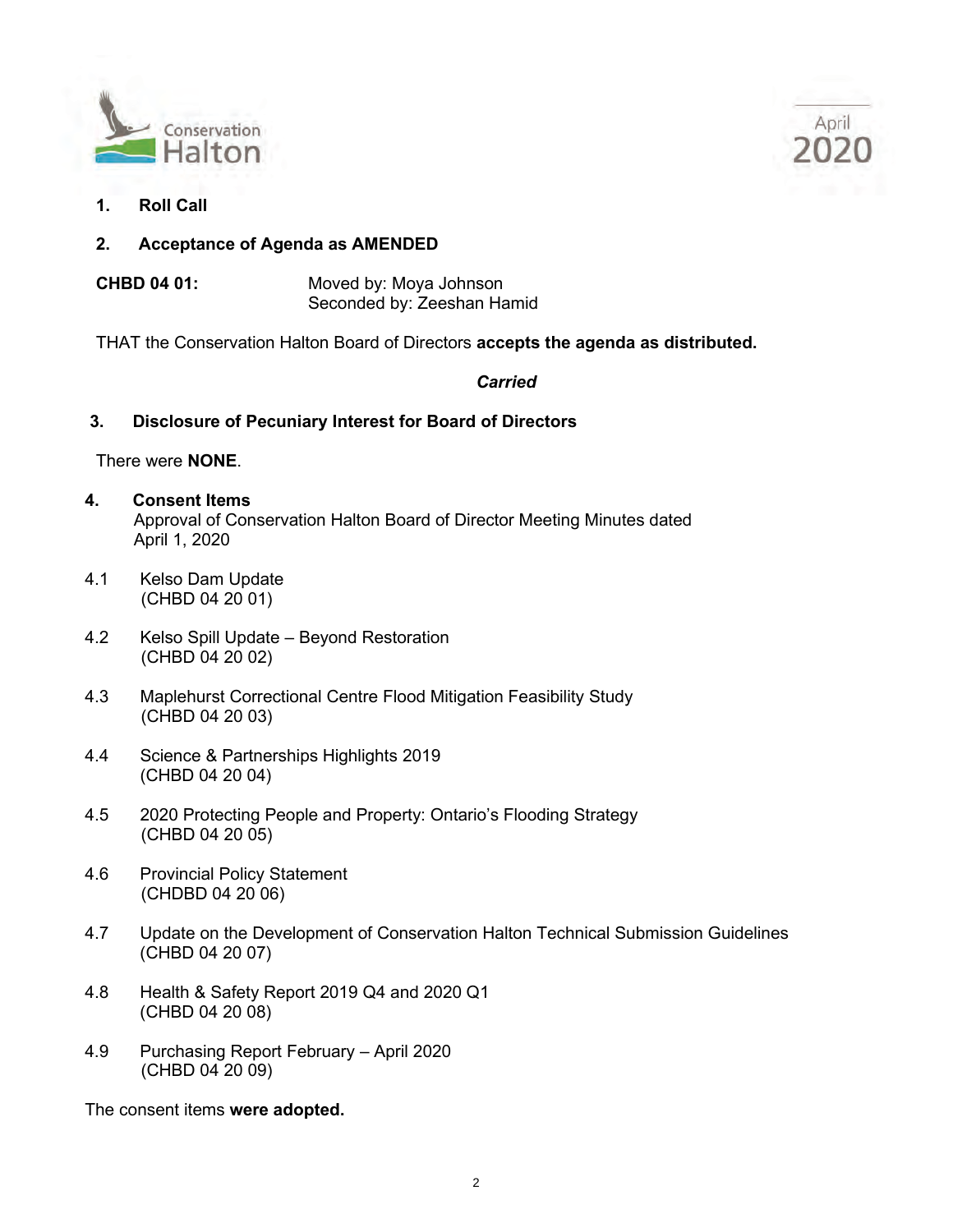## 1. Roll Call

## 2. Acceptance of Agenda as AMENDED

**CHBD 04 01:** Moved by: Moya Johnson
Seconded by: Zeeshan Hamid

THAT the Conservation Halton Board of Directors **accepts the agenda as distributed.**

***Carried***

## 3. Disclosure of Pecuniary Interest for Board of Directors

There were **NONE**.

## 4. Consent Items

Approval of Conservation Halton Board of Director Meeting Minutes dated April 1, 2020

4.1 Kelso Dam Update
(CHBD 04 20 01)

4.2 Kelso Spill Update – Beyond Restoration
(CHBD 04 20 02)

4.3 Maplehurst Correctional Centre Flood Mitigation Feasibility Study
(CHBD 04 20 03)

4.4 Science & Partnerships Highlights 2019
(CHBD 04 20 04)

4.5 2020 Protecting People and Property: Ontario's Flooding Strategy
(CHBD 04 20 05)

4.6 Provincial Policy Statement
(CHDBD 04 20 06)

4.7 Update on the Development of Conservation Halton Technical Submission Guidelines
(CHBD 04 20 07)

4.8 Health & Safety Report 2019 Q4 and 2020 Q1
(CHBD 04 20 08)

4.9 Purchasing Report February – April 2020
(CHBD 04 20 09)

The consent items **were adopted.**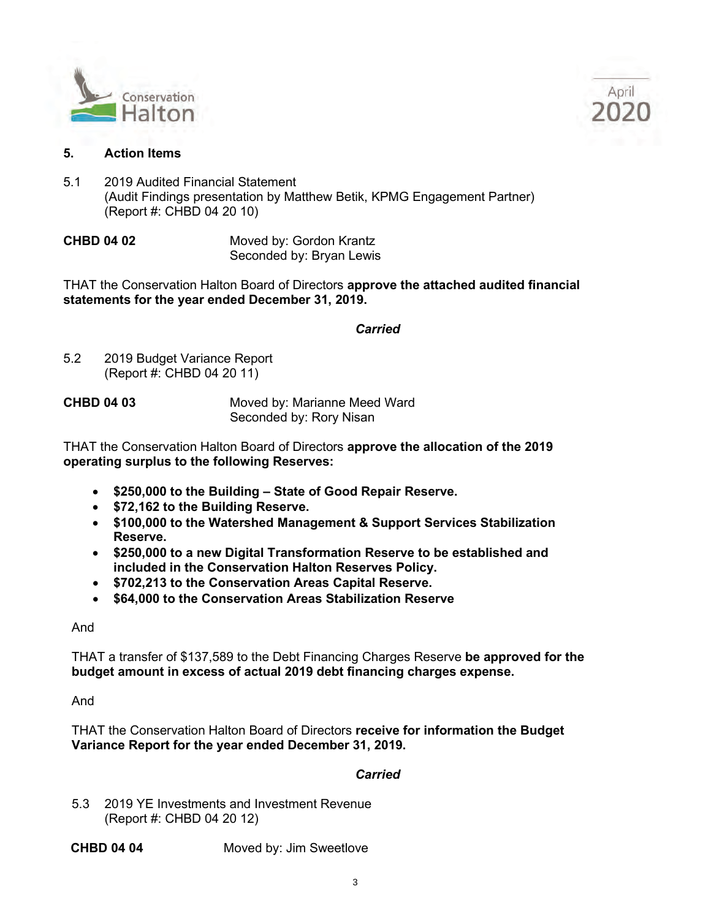## 5. Action Items

5.1 2019 Audited Financial Statement
(Audit Findings presentation by Matthew Betik, KPMG Engagement Partner)
(Report #: CHBD 04 20 10)

**CHBD 04 02** Moved by: Gordon Krantz
Seconded by: Bryan Lewis

THAT the Conservation Halton Board of Directors **approve the attached audited financial statements for the year ended December 31, 2019.**

***Carried***

5.2 2019 Budget Variance Report
(Report #: CHBD 04 20 11)

**CHBD 04 03** Moved by: Marianne Meed Ward
Seconded by: Rory Nisan

THAT the Conservation Halton Board of Directors **approve the allocation of the 2019 operating surplus to the following Reserves:**

- **$250,000 to the Building – State of Good Repair Reserve.**
- **$72,162 to the Building Reserve.**
- **$100,000 to the Watershed Management & Support Services Stabilization Reserve.**
- **$250,000 to a new Digital Transformation Reserve to be established and included in the Conservation Halton Reserves Policy.**
- **$702,213 to the Conservation Areas Capital Reserve.**
- **$64,000 to the Conservation Areas Stabilization Reserve**

And

THAT a transfer of $137,589 to the Debt Financing Charges Reserve **be approved for the budget amount in excess of actual 2019 debt financing charges expense.**

And

THAT the Conservation Halton Board of Directors **receive for information the Budget Variance Report for the year ended December 31, 2019.**

***Carried***

5.3 2019 YE Investments and Investment Revenue
(Report #: CHBD 04 20 12)

**CHBD 04 04** Moved by: Jim Sweetlove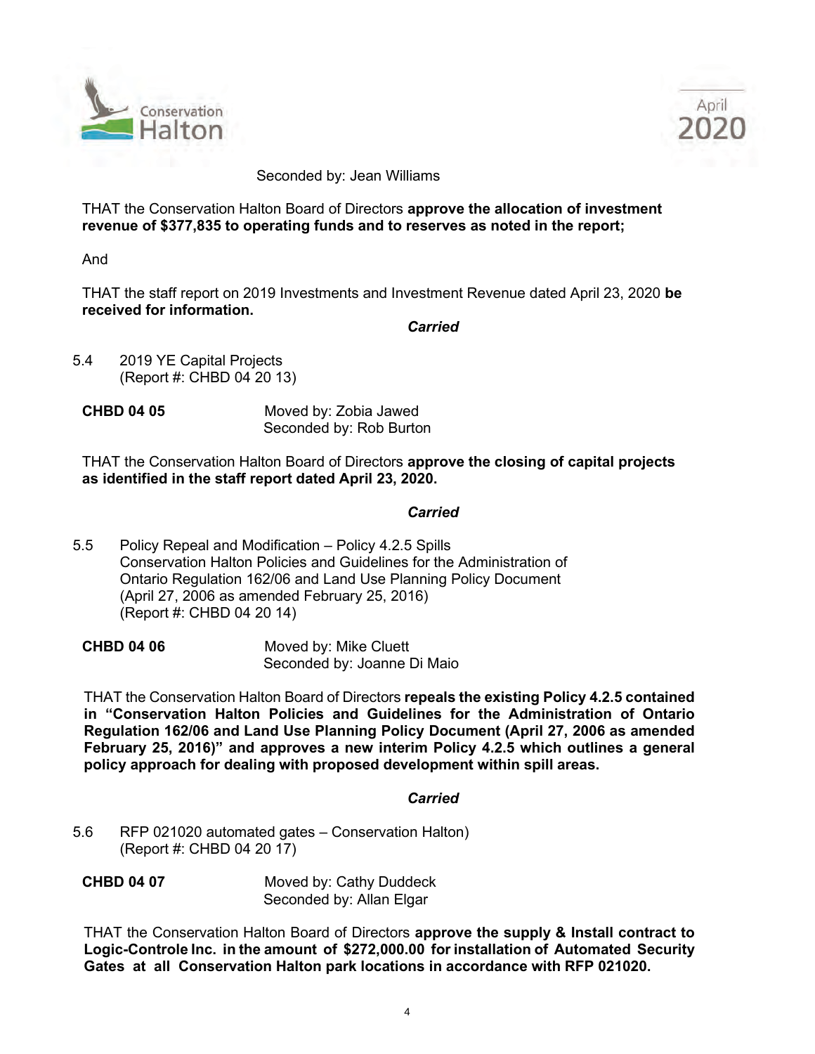Seconded by: Jean Williams

THAT the Conservation Halton Board of Directors **approve the allocation of investment revenue of $377,835 to operating funds and to reserves as noted in the report;**

And

THAT the staff report on 2019 Investments and Investment Revenue dated April 23, 2020 **be received for information.**

***Carried***

5.4 2019 YE Capital Projects
(Report #: CHBD 04 20 13)

**CHBD 04 05** Moved by: Zobia Jawed
Seconded by: Rob Burton

THAT the Conservation Halton Board of Directors **approve the closing of capital projects as identified in the staff report dated April 23, 2020.**

***Carried***

5.5 Policy Repeal and Modification – Policy 4.2.5 Spills
Conservation Halton Policies and Guidelines for the Administration of Ontario Regulation 162/06 and Land Use Planning Policy Document (April 27, 2006 as amended February 25, 2016)
(Report #: CHBD 04 20 14)

**CHBD 04 06** Moved by: Mike Cluett
Seconded by: Joanne Di Maio

THAT the Conservation Halton Board of Directors **repeals the existing Policy 4.2.5 contained in "Conservation Halton Policies and Guidelines for the Administration of Ontario Regulation 162/06 and Land Use Planning Policy Document (April 27, 2006 as amended February 25, 2016)" and approves a new interim Policy 4.2.5 which outlines a general policy approach for dealing with proposed development within spill areas.**

***Carried***

5.6 RFP 021020 automated gates – Conservation Halton)
(Report #: CHBD 04 20 17)

**CHBD 04 07** Moved by: Cathy Duddeck
Seconded by: Allan Elgar

THAT the Conservation Halton Board of Directors **approve the supply & Install contract to Logic-Controle Inc. in the amount of $272,000.00 for installation of Automated Security Gates at all Conservation Halton park locations in accordance with RFP 021020.**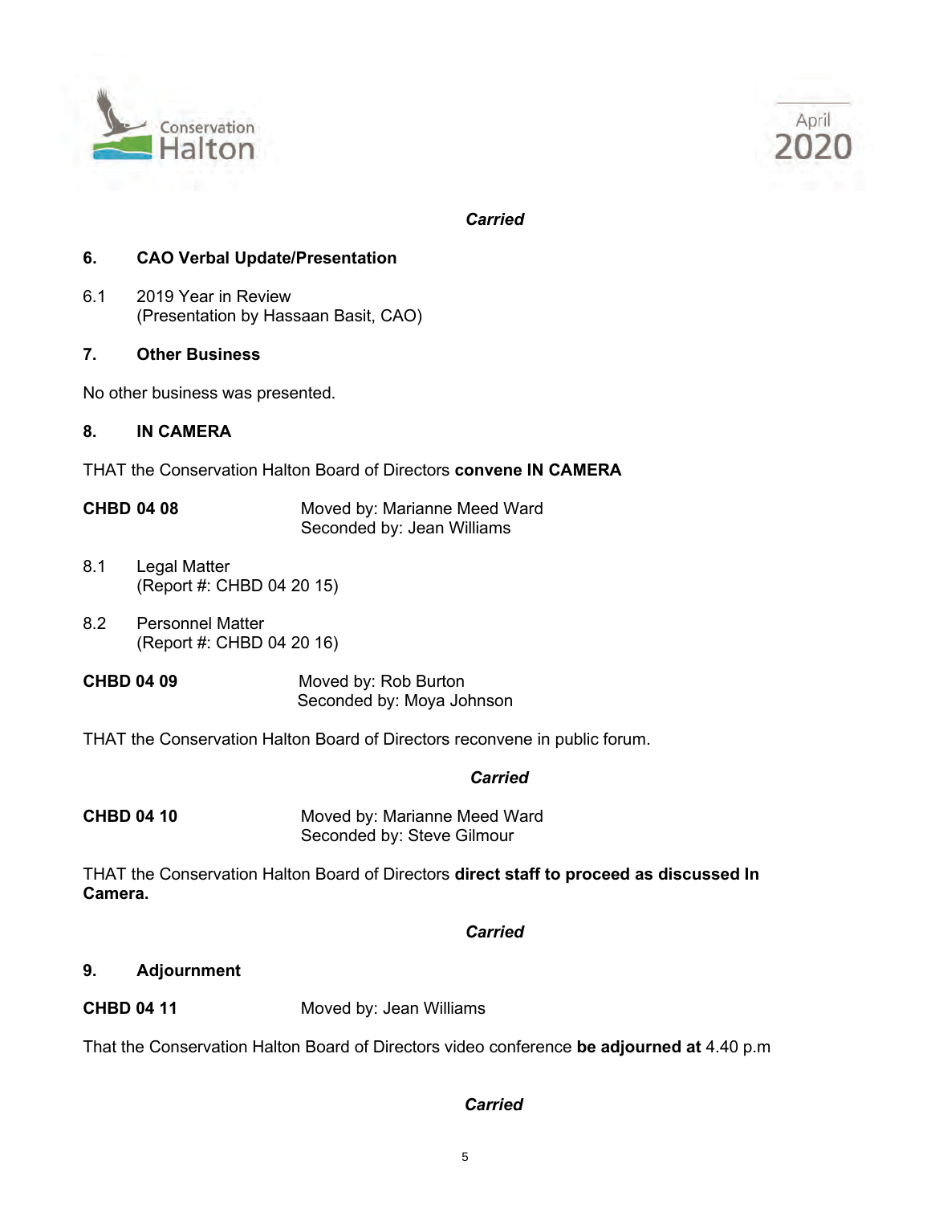*Carried*

**6. CAO Verbal Update/Presentation**

6.1 2019 Year in Review
(Presentation by Hassaan Basit, CAO)

**7. Other Business**

No other business was presented.

**8. IN CAMERA**

THAT the Conservation Halton Board of Directors **convene IN CAMERA**

**CHBD 04 08** Moved by: Marianne Meed Ward
Seconded by: Jean Williams

8.1 Legal Matter
(Report #: CHBD 04 20 15)

8.2 Personnel Matter
(Report #: CHBD 04 20 16)

**CHBD 04 09** Moved by: Rob Burton
Seconded by: Moya Johnson

THAT the Conservation Halton Board of Directors reconvene in public forum.

*Carried*

**CHBD 04 10** Moved by: Marianne Meed Ward
Seconded by: Steve Gilmour

THAT the Conservation Halton Board of Directors **direct staff to proceed as discussed In Camera.**

*Carried*

**9. Adjournment**

**CHBD 04 11** Moved by: Jean Williams

That the Conservation Halton Board of Directors video conference **be adjourned at** 4.40 p.m

*Carried*